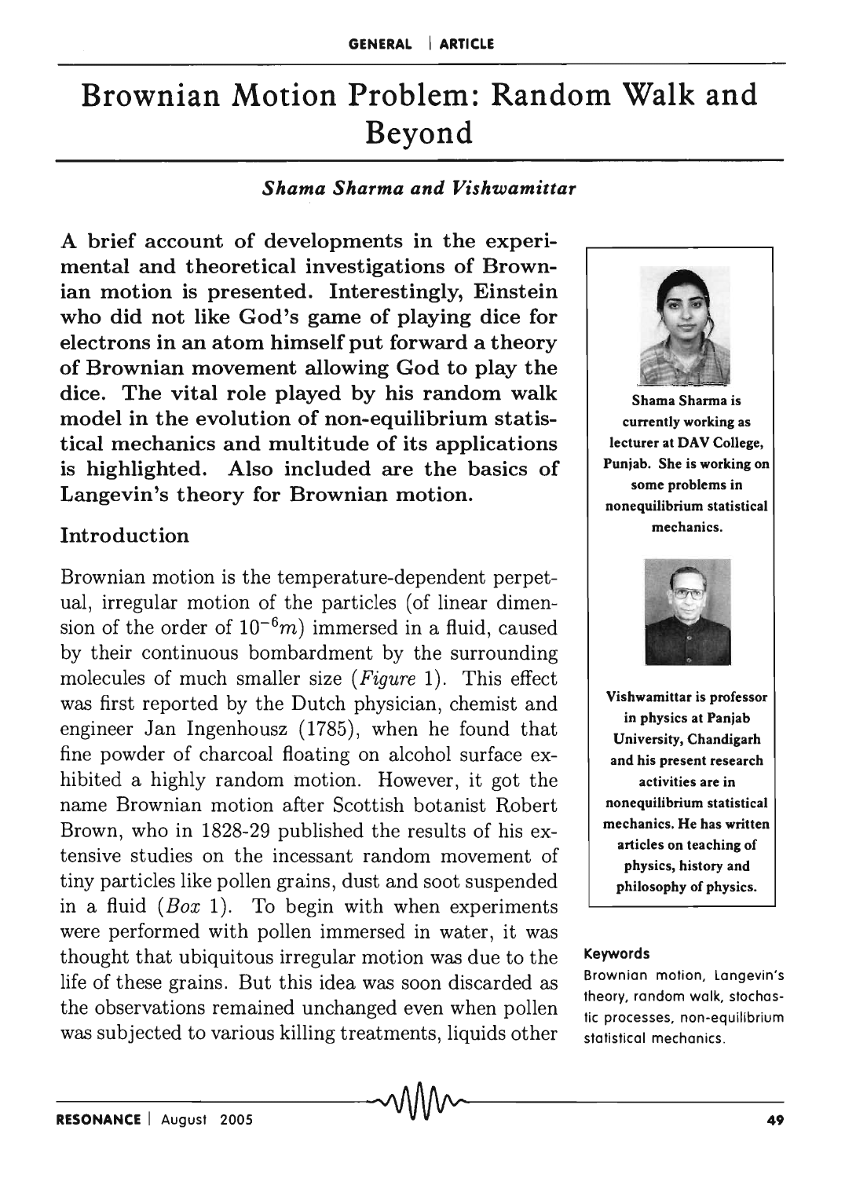# Brownian Motion Problem: Random Walk and Beyond

***Shama Sharma and Vishwamittar***

**A brief account of developments in the experimental and theoretical investigations of Brownian motion is presented. Interestingly, Einstein who did not like God's game of playing dice for electrons in an atom himself put forward a theory of Brownian movement allowing God to play the dice. The vital role played by his random walk model in the evolution of non-equilibrium statistical mechanics and multitude of its applications is highlighted. Also included are the basics of Langevin's theory for Brownian motion.**

Shama Sharma is currently working as lecturer at DAV College, Punjab. She is working on some problems in nonequilibrium statistical mechanics.

Vishwamittar is professor in physics at Panjab University, Chandigarh and his present research activities are in nonequilibrium statistical mechanics. He has written articles on teaching of physics, history and philosophy of physics.

## Introduction

Brownian motion is the temperature-dependent perpetual, irregular motion of the particles (of linear dimension of the order of $10^{-6}m$) immersed in a fluid, caused by their continuous bombardment by the surrounding molecules of much smaller size (*Figure* 1). This effect was first reported by the Dutch physician, chemist and engineer Jan Ingenhousz (1785), when he found that fine powder of charcoal floating on alcohol surface exhibited a highly random motion. However, it got the name Brownian motion after Scottish botanist Robert Brown, who in 1828-29 published the results of his extensive studies on the incessant random movement of tiny particles like pollen grains, dust and soot suspended in a fluid (*Box* 1). To begin with when experiments were performed with pollen immersed in water, it was thought that ubiquitous irregular motion was due to the life of these grains. But this idea was soon discarded as the observations remained unchanged even when pollen was subjected to various killing treatments, liquids other

**Keywords**

Brownian motion, Langevin's theory, random walk, stochastic processes, non-equilibrium statistical mechanics.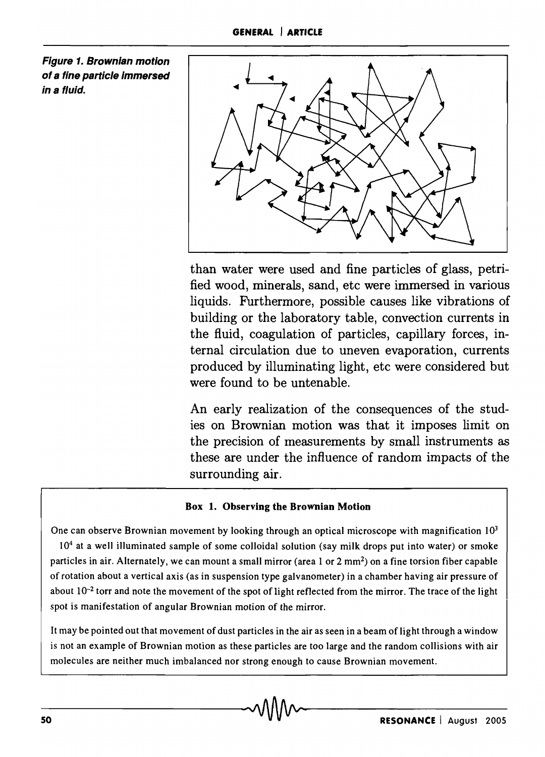**Figure 1. Brownian motion of a fine particle immersed in a fluid.**

than water were used and fine particles of glass, petrified wood, minerals, sand, etc were immersed in various liquids. Furthermore, possible causes like vibrations of building or the laboratory table, convection currents in the fluid, coagulation of particles, capillary forces, internal circulation due to uneven evaporation, currents produced by illuminating light, etc were considered but were found to be untenable.

An early realization of the consequences of the studies on Brownian motion was that it imposes limit on the precision of measurements by small instruments as these are under the influence of random impacts of the surrounding air.

**Box 1. Observing the Brownian Motion**

One can observe Brownian movement by looking through an optical microscope with magnification $10^3$ $10^4$ at a well illuminated sample of some colloidal solution (say milk drops put into water) or smoke particles in air. Alternately, we can mount a small mirror (area 1 or 2 $mm^2$) on a fine torsion fiber capable of rotation about a vertical axis (as in suspension type galvanometer) in a chamber having air pressure of about $10^{-2}$ torr and note the movement of the spot of light reflected from the mirror. The trace of the light spot is manifestation of angular Brownian motion of the mirror.

It may be pointed out that movement of dust particles in the air as seen in a beam of light through a window is not an example of Brownian motion as these particles are too large and the random collisions with air molecules are neither much imbalanced nor strong enough to cause Brownian movement.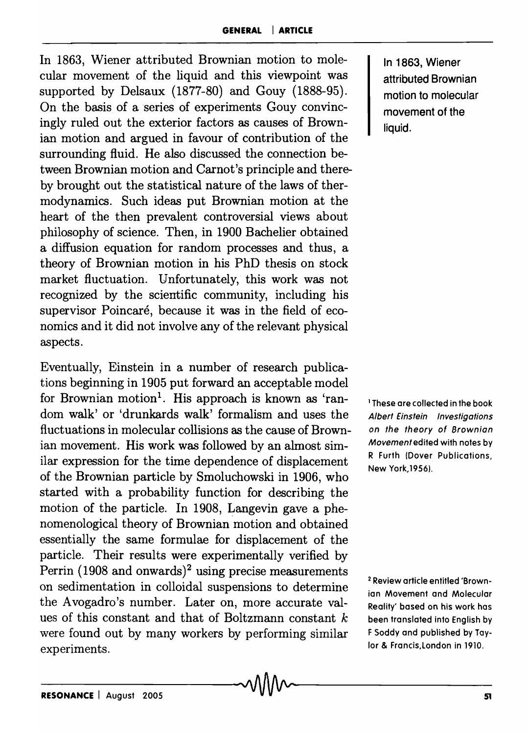In 1863, Wiener attributed Brownian motion to molecular movement of the liquid and this viewpoint was supported by Delsaux (1877-80) and Gouy (1888-95). On the basis of a series of experiments Gouy convincingly ruled out the exterior factors as causes of Brownian motion and argued in favour of contribution of the surrounding fluid. He also discussed the connection between Brownian motion and Carnot's principle and thereby brought out the statistical nature of the laws of thermodynamics. Such ideas put Brownian motion at the heart of the then prevalent controversial views about philosophy of science. Then, in 1900 Bachelier obtained a diffusion equation for random processes and thus, a theory of Brownian motion in his PhD thesis on stock market fluctuation. Unfortunately, this work was not recognized by the scientific community, including his supervisor Poincaré, because it was in the field of economics and it did not involve any of the relevant physical aspects.

> In 1863, Wiener attributed Brownian motion to molecular movement of the liquid.

Eventually, Einstein in a number of research publications beginning in 1905 put forward an acceptable model for Brownian motion[1]. His approach is known as 'random walk' or 'drunkards walk' formalism and uses the fluctuations in molecular collisions as the cause of Brownian movement. His work was followed by an almost similar expression for the time dependence of displacement of the Brownian particle by Smoluchowski in 1906, who started with a probability function for describing the motion of the particle. In 1908, Langevin gave a phenomenological theory of Brownian motion and obtained essentially the same formulae for displacement of the particle. Their results were experimentally verified by Perrin (1908 and onwards)[2] using precise measurements on sedimentation in colloidal suspensions to determine the Avogadro's number. Later on, more accurate values of this constant and that of Boltzmann constant $k$ were found out by many workers by performing similar experiments.

[1] These are collected in the book *Albert Einstein Investigations on the theory of Brownian Movement* edited with notes by R Furth (Dover Publications, New York, 1956).

[2] Review article entitled 'Brownian Movement and Molecular Reality' based on his work has been translated into English by F Soddy and published by Taylor & Francis, London in 1910.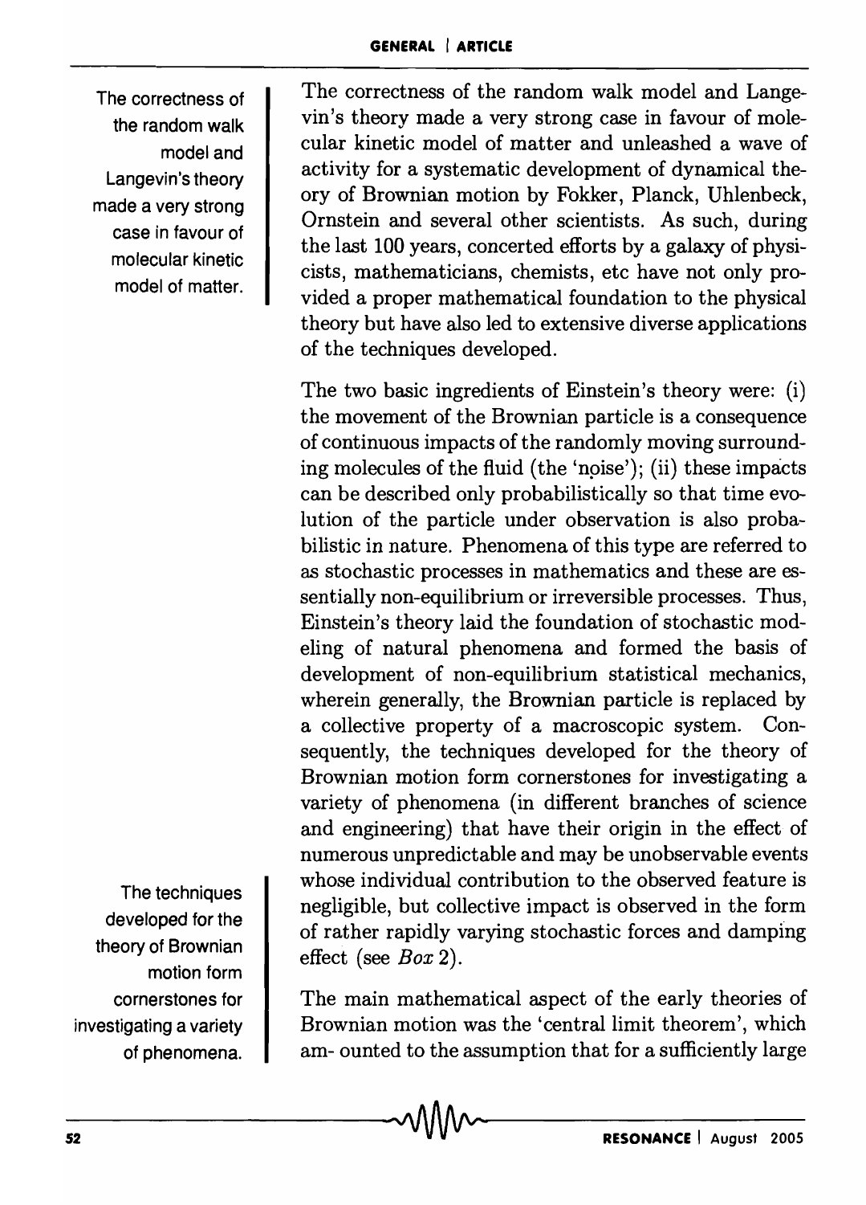The correctness of the random walk model and Langevin's theory made a very strong case in favour of molecular kinetic model of matter.

The correctness of the random walk model and Langevin's theory made a very strong case in favour of molecular kinetic model of matter and unleashed a wave of activity for a systematic development of dynamical theory of Brownian motion by Fokker, Planck, Uhlenbeck, Ornstein and several other scientists. As such, during the last 100 years, concerted efforts by a galaxy of physicists, mathematicians, chemists, etc have not only provided a proper mathematical foundation to the physical theory but have also led to extensive diverse applications of the techniques developed.

The two basic ingredients of Einstein's theory were: (i) the movement of the Brownian particle is a consequence of continuous impacts of the randomly moving surrounding molecules of the fluid (the 'noise'); (ii) these impacts can be described only probabilistically so that time evolution of the particle under observation is also probabilistic in nature. Phenomena of this type are referred to as stochastic processes in mathematics and these are essentially non-equilibrium or irreversible processes. Thus, Einstein's theory laid the foundation of stochastic modeling of natural phenomena and formed the basis of development of non-equilibrium statistical mechanics, wherein generally, the Brownian particle is replaced by a collective property of a macroscopic system. Consequently, the techniques developed for the theory of Brownian motion form cornerstones for investigating a variety of phenomena (in different branches of science and engineering) that have their origin in the effect of numerous unpredictable and may be unobservable events whose individual contribution to the observed feature is negligible, but collective impact is observed in the form of rather rapidly varying stochastic forces and damping effect (see *Box* 2).

The techniques developed for the theory of Brownian motion form cornerstones for investigating a variety of phenomena.

The main mathematical aspect of the early theories of Brownian motion was the 'central limit theorem', which am- ounted to the assumption that for a sufficiently large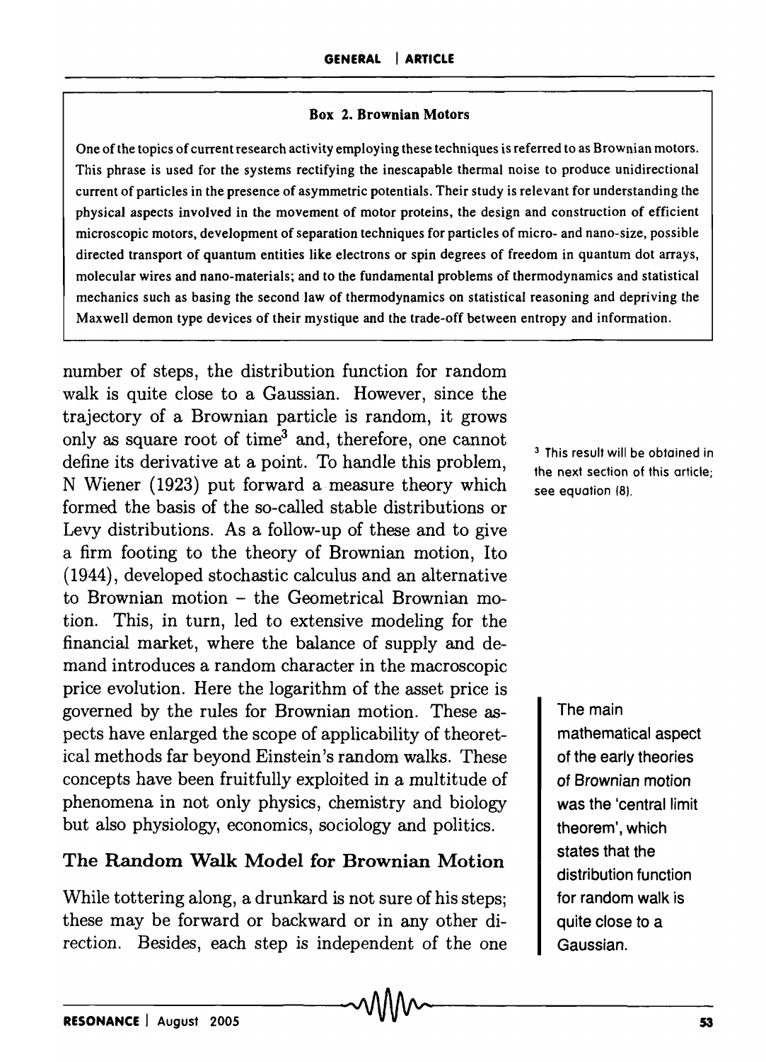**Box 2. Brownian Motors**

One of the topics of current research activity employing these techniques is referred to as Brownian motors. This phrase is used for the systems rectifying the inescapable thermal noise to produce unidirectional current of particles in the presence of asymmetric potentials. Their study is relevant for understanding the physical aspects involved in the movement of motor proteins, the design and construction of efficient microscopic motors, development of separation techniques for particles of micro- and nano-size, possible directed transport of quantum entities like electrons or spin degrees of freedom in quantum dot arrays, molecular wires and nano-materials; and to the fundamental problems of thermodynamics and statistical mechanics such as basing the second law of thermodynamics on statistical reasoning and depriving the Maxwell demon type devices of their mystique and the trade-off between entropy and information.

number of steps, the distribution function for random walk is quite close to a Gaussian. However, since the trajectory of a Brownian particle is random, it grows only as square root of time[3] and, therefore, one cannot define its derivative at a point. To handle this problem, N Wiener (1923) put forward a measure theory which formed the basis of the so-called stable distributions or Levy distributions. As a follow-up of these and to give a firm footing to the theory of Brownian motion, Ito (1944), developed stochastic calculus and an alternative to Brownian motion – the Geometrical Brownian motion. This, in turn, led to extensive modeling for the financial market, where the balance of supply and demand introduces a random character in the macroscopic price evolution. Here the logarithm of the asset price is governed by the rules for Brownian motion. These aspects have enlarged the scope of applicability of theoretical methods far beyond Einstein's random walks. These concepts have been fruitfully exploited in a multitude of phenomena in not only physics, chemistry and biology but also physiology, economics, sociology and politics.

[3] This result will be obtained in the next section of this article; see equation (8).

The main mathematical aspect of the early theories of Brownian motion was the 'central limit theorem', which states that the distribution function for random walk is quite close to a Gaussian.

## The Random Walk Model for Brownian Motion

While tottering along, a drunkard is not sure of his steps; these may be forward or backward or in any other direction. Besides, each step is independent of the one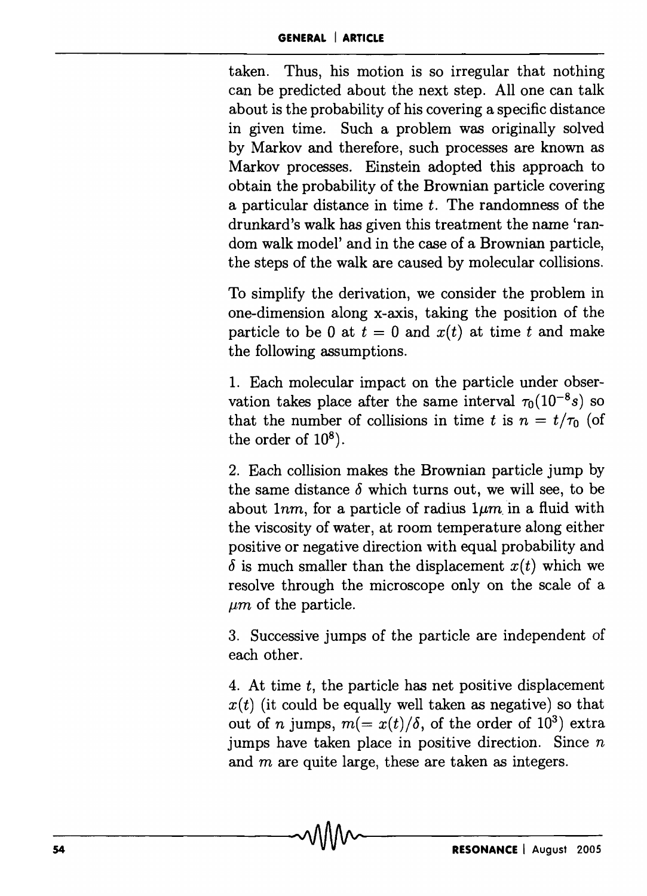taken. Thus, his motion is so irregular that nothing can be predicted about the next step. All one can talk about is the probability of his covering a specific distance in given time. Such a problem was originally solved by Markov and therefore, such processes are known as Markov processes. Einstein adopted this approach to obtain the probability of the Brownian particle covering a particular distance in time $t$. The randomness of the drunkard's walk has given this treatment the name 'random walk model' and in the case of a Brownian particle, the steps of the walk are caused by molecular collisions.

To simplify the derivation, we consider the problem in one-dimension along x-axis, taking the position of the particle to be 0 at $t = 0$ and $x(t)$ at time $t$ and make the following assumptions.

1. Each molecular impact on the particle under observation takes place after the same interval $\tau_0 (10^{-8} s)$ so that the number of collisions in time $t$ is $n = t/\tau_0$ (of the order of $10^8$).

2. Each collision makes the Brownian particle jump by the same distance $\delta$ which turns out, we will see, to be about $1nm$, for a particle of radius $1\mu m$ in a fluid with the viscosity of water, at room temperature along either positive or negative direction with equal probability and $\delta$ is much smaller than the displacement $x(t)$ which we resolve through the microscope only on the scale of a $\mu m$ of the particle.

3. Successive jumps of the particle are independent of each other.

4. At time $t$, the particle has net positive displacement $x(t)$ (it could be equally well taken as negative) so that out of $n$ jumps, $m (= x(t)/\delta$, of the order of $10^3$) extra jumps have taken place in positive direction. Since $n$ and $m$ are quite large, these are taken as integers.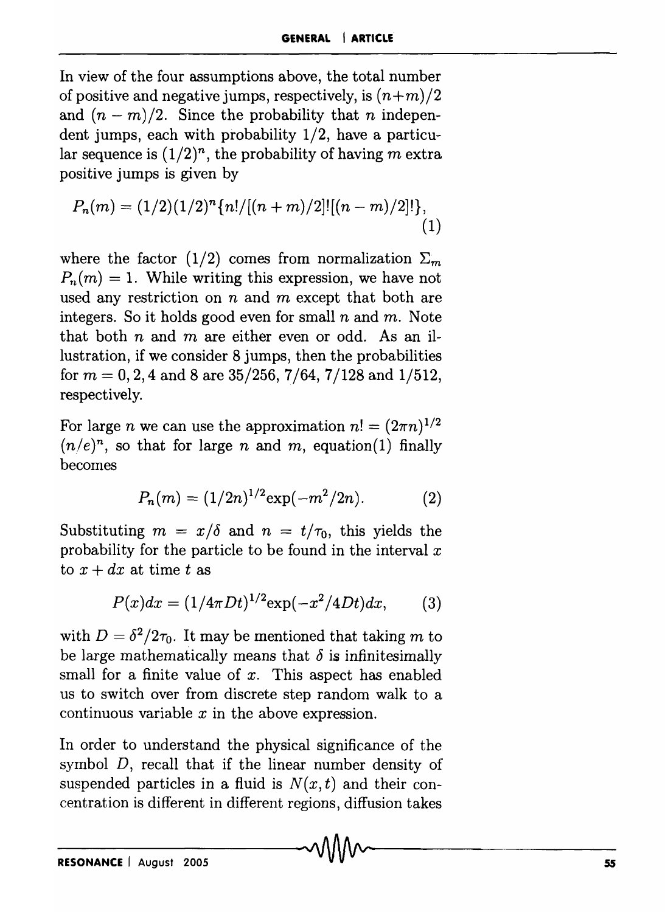In view of the four assumptions above, the total number of positive and negative jumps, respectively, is $(n+m)/2$ and $(n-m)/2$. Since the probability that $n$ independent jumps, each with probability $1/2$, have a particular sequence is $(1/2)^n$, the probability of having $m$ extra positive jumps is given by

$$P_n(m) = (1/2)(1/2)^n\{n!/[(n+m)/2]![(n-m)/2]!\}, \tag{1}$$

where the factor $(1/2)$ comes from normalization $\Sigma_m P_n(m) = 1$. While writing this expression, we have not used any restriction on $n$ and $m$ except that both are integers. So it holds good even for small $n$ and $m$. Note that both $n$ and $m$ are either even or odd. As an illustration, if we consider 8 jumps, then the probabilities for $m = 0, 2, 4$ and $8$ are $35/256$, $7/64$, $7/128$ and $1/512$, respectively.

For large $n$ we can use the approximation $n! = (2\pi n)^{1/2} (n/e)^n$, so that for large $n$ and $m$, equation(1) finally becomes

$$P_n(m) = (1/2n)^{1/2}\exp(-m^2/2n). \tag{2}$$

Substituting $m = x/\delta$ and $n = t/\tau_0$, this yields the probability for the particle to be found in the interval $x$ to $x + dx$ at time $t$ as

$$P(x)dx = (1/4\pi Dt)^{1/2}\exp(-x^2/4Dt)dx, \tag{3}$$

with $D = \delta^2/2\tau_0$. It may be mentioned that taking $m$ to be large mathematically means that $\delta$ is infinitesimally small for a finite value of $x$. This aspect has enabled us to switch over from discrete step random walk to a continuous variable $x$ in the above expression.

In order to understand the physical significance of the symbol $D$, recall that if the linear number density of suspended particles in a fluid is $N(x, t)$ and their concentration is different in different regions, diffusion takes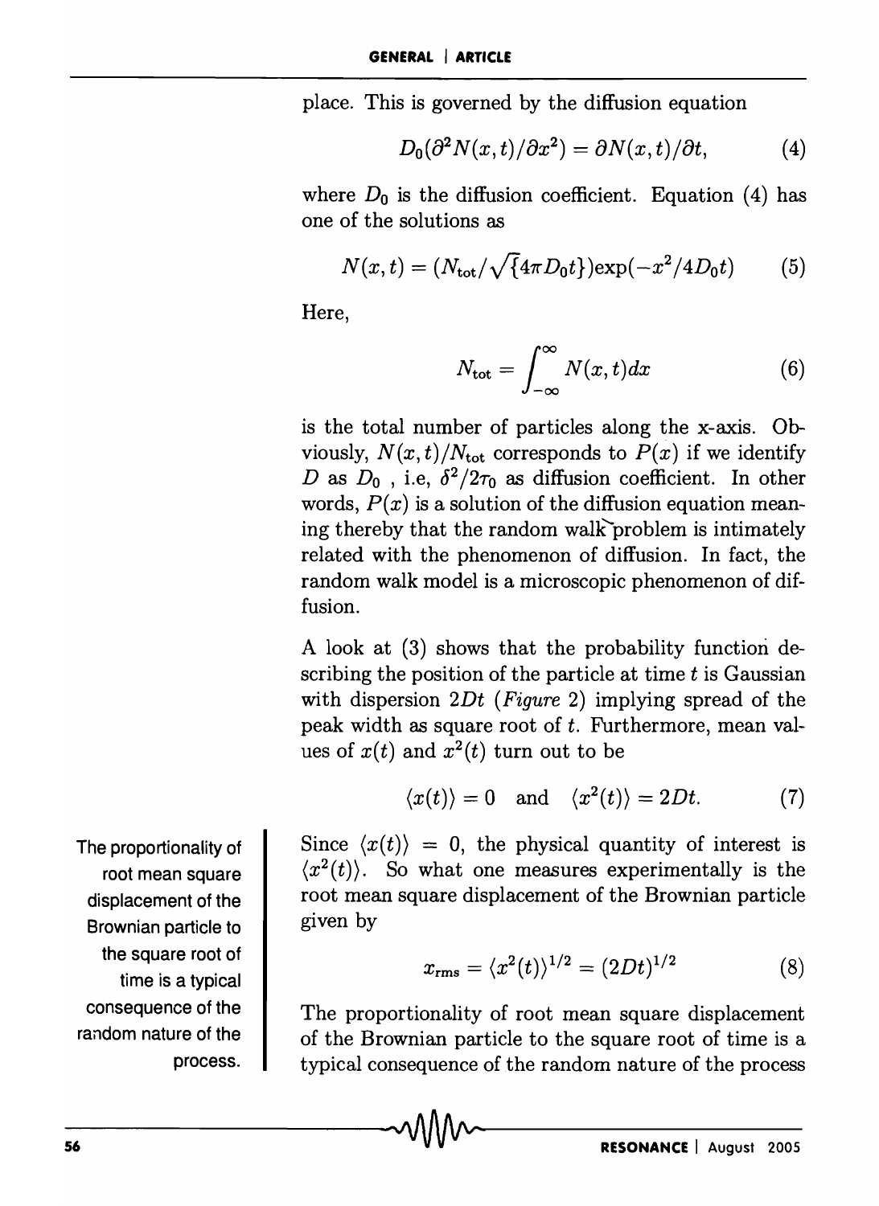place. This is governed by the diffusion equation

$$D_0(\partial^2 N(x,t)/\partial x^2) = \partial N(x,t)/\partial t, \tag{4}$$

where $D_0$ is the diffusion coefficient. Equation (4) has one of the solutions as

$$N(x,t) = (N_{\text{tot}}/\sqrt{\{4\pi D_0 t\}})\exp(-x^2/4D_0 t) \tag{5}$$

Here,

$$N_{\text{tot}} = \int_{-\infty}^{\infty} N(x,t)dx \tag{6}$$

is the total number of particles along the x-axis. Obviously, $N(x,t)/N_{\text{tot}}$ corresponds to $P(x)$ if we identify $D$ as $D_0$ , i.e, $\delta^2/2\tau_0$ as diffusion coefficient. In other words, $P(x)$ is a solution of the diffusion equation meaning thereby that the random walk problem is intimately related with the phenomenon of diffusion. In fact, the random walk model is a microscopic phenomenon of diffusion.

A look at (3) shows that the probability function describing the position of the particle at time $t$ is Gaussian with dispersion $2Dt$ (*Figure* 2) implying spread of the peak width as square root of $t$. Furthermore, mean values of $x(t)$ and $x^2(t)$ turn out to be

$$\langle x(t)\rangle = 0 \quad \text{and} \quad \langle x^2(t)\rangle = 2Dt. \tag{7}$$

Since $\langle x(t)\rangle = 0$, the physical quantity of interest is $\langle x^2(t)\rangle$. So what one measures experimentally is the root mean square displacement of the Brownian particle given by

$$x_{\text{rms}} = \langle x^2(t)\rangle^{1/2} = (2Dt)^{1/2} \tag{8}$$

The proportionality of root mean square displacement of the Brownian particle to the square root of time is a typical consequence of the random nature of the process

The proportionality of root mean square displacement of the Brownian particle to the square root of time is a typical consequence of the random nature of the process.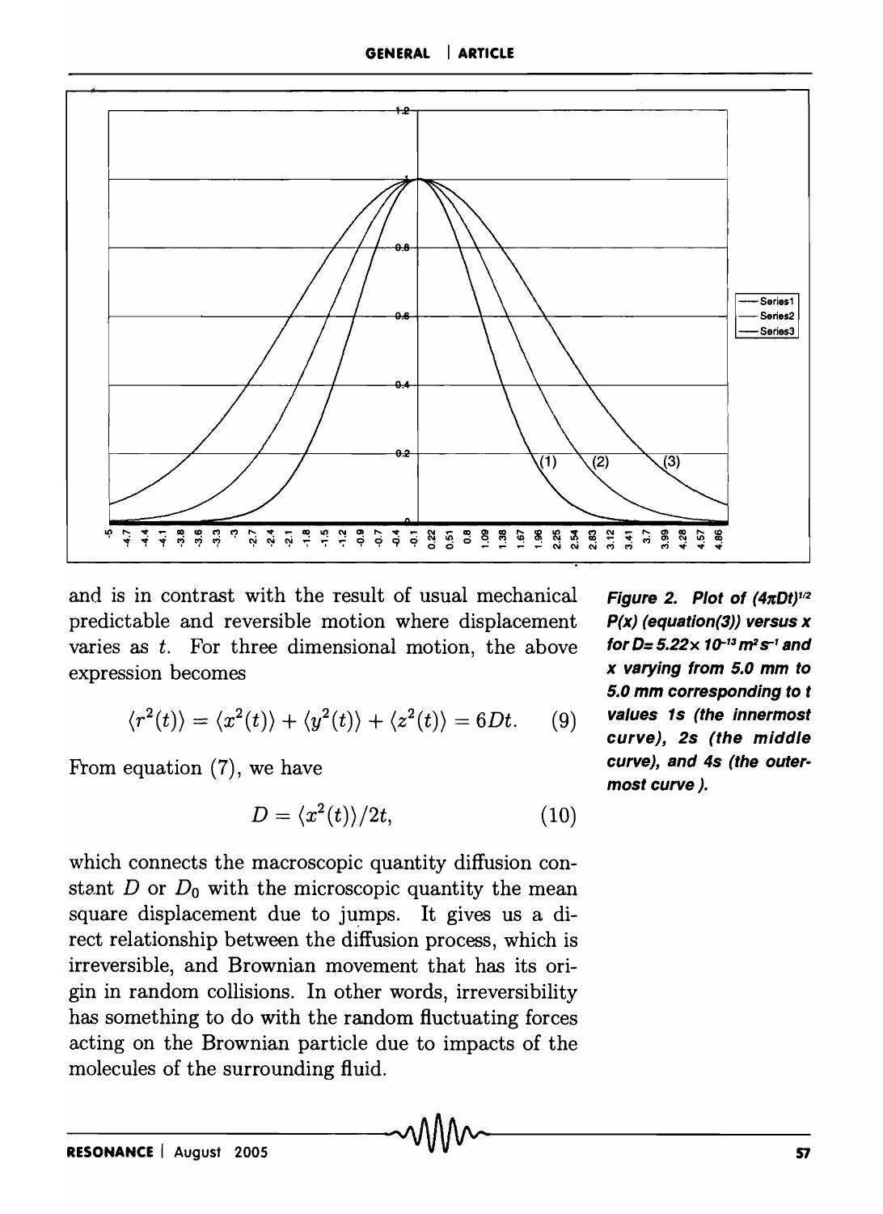and is in contrast with the result of usual mechanical predictable and reversible motion where displacement varies as $t$. For three dimensional motion, the above expression becomes

$$\langle r^2(t)\rangle = \langle x^2(t)\rangle + \langle y^2(t)\rangle + \langle z^2(t)\rangle = 6Dt. \quad (9)$$

From equation (7), we have

$$D = \langle x^2(t)\rangle / 2t, \quad (10)$$

which connects the macroscopic quantity diffusion constant $D$ or $D_0$ with the microscopic quantity the mean square displacement due to jumps. It gives us a direct relationship between the diffusion process, which is irreversible, and Brownian movement that has its origin in random collisions. In other words, irreversibility has something to do with the random fluctuating forces acting on the Brownian particle due to impacts of the molecules of the surrounding fluid.

**Figure 2.** *Plot of $(4\pi Dt)^{1/2}$ P(x) (equation(3)) versus x for $D = 5.22 \times 10^{-13}\, m^2 s^{-1}$ and x varying from 5.0 mm to 5.0 mm corresponding to t values 1s (the innermost curve), 2s (the middle curve), and 4s (the outermost curve).*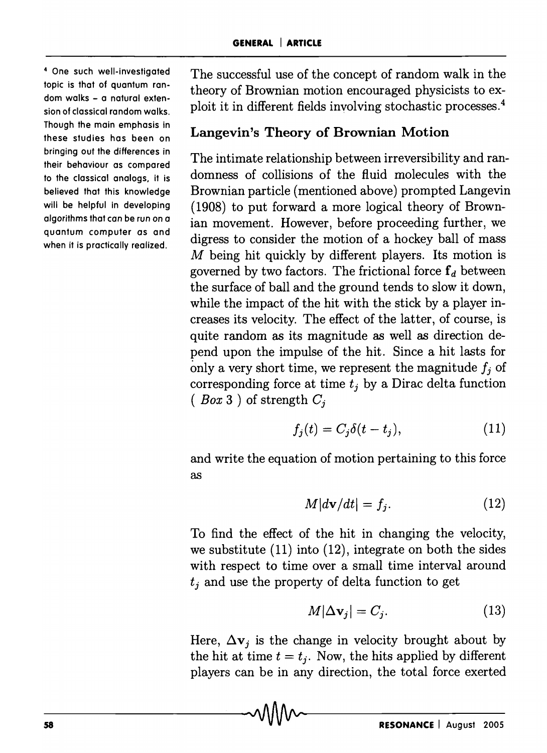The successful use of the concept of random walk in the theory of Brownian motion encouraged physicists to exploit it in different fields involving stochastic processes.[4]

[4] One such well-investigated topic is that of quantum random walks – a natural extension of classical random walks. Though the main emphasis in these studies has been on bringing out the differences in their behaviour as compared to the classical analogs, it is believed that this knowledge will be helpful in developing algorithms that can be run on a quantum computer as and when it is practically realized.

## Langevin's Theory of Brownian Motion

The intimate relationship between irreversibility and randomness of collisions of the fluid molecules with the Brownian particle (mentioned above) prompted Langevin (1908) to put forward a more logical theory of Brownian movement. However, before proceeding further, we digress to consider the motion of a hockey ball of mass $M$ being hit quickly by different players. Its motion is governed by two factors. The frictional force $\mathbf{f}_d$ between the surface of ball and the ground tends to slow it down, while the impact of the hit with the stick by a player increases its velocity. The effect of the latter, of course, is quite random as its magnitude as well as direction depend upon the impulse of the hit. Since a hit lasts for only a very short time, we represent the magnitude $f_j$ of corresponding force at time $t_j$ by a Dirac delta function ( *Box* 3 ) of strength $C_j$

$$f_j(t) = C_j \delta(t - t_j), \tag{11}$$

and write the equation of motion pertaining to this force as

$$M|d\mathbf{v}/dt| = f_j. \tag{12}$$

To find the effect of the hit in changing the velocity, we substitute (11) into (12), integrate on both the sides with respect to time over a small time interval around $t_j$ and use the property of delta function to get

$$M|\Delta \mathbf{v}_j| = C_j. \tag{13}$$

Here, $\Delta \mathbf{v}_j$ is the change in velocity brought about by the hit at time $t = t_j$. Now, the hits applied by different players can be in any direction, the total force exerted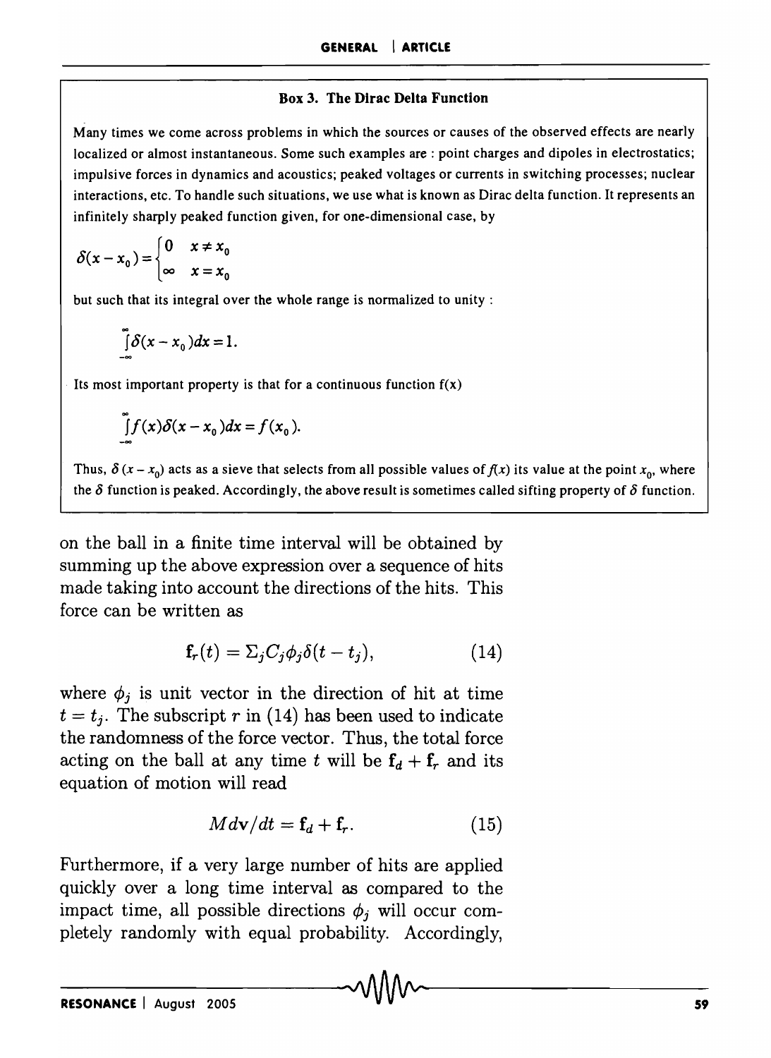**Box 3. The Dirac Delta Function**

Many times we come across problems in which the sources or causes of the observed effects are nearly localized or almost instantaneous. Some such examples are : point charges and dipoles in electrostatics; impulsive forces in dynamics and acoustics; peaked voltages or currents in switching processes; nuclear interactions, etc. To handle such situations, we use what is known as Dirac delta function. It represents an infinitely sharply peaked function given, for one-dimensional case, by

$$\delta(x - x_0) = \begin{cases} 0 & x \neq x_0 \\ \infty & x = x_0 \end{cases}$$

but such that its integral over the whole range is normalized to unity :

$$\int_{-\infty}^{\infty} \delta(x - x_0)dx = 1.$$

Its most important property is that for a continuous function f(x)

$$\int_{-\infty}^{\infty} f(x)\delta(x - x_0)dx = f(x_0).$$

Thus, $\delta(x - x_0)$ acts as a sieve that selects from all possible values of $f(x)$ its value at the point $x_0$, where the $\delta$ function is peaked. Accordingly, the above result is sometimes called sifting property of $\delta$ function.

on the ball in a finite time interval will be obtained by summing up the above expression over a sequence of hits made taking into account the directions of the hits. This force can be written as

$$\mathbf{f}_r(t) = \Sigma_j C_j \phi_j \delta(t - t_j), \tag{14}$$

where $\phi_j$ is unit vector in the direction of hit at time $t = t_j$. The subscript $r$ in (14) has been used to indicate the randomness of the force vector. Thus, the total force acting on the ball at any time $t$ will be $\mathbf{f}_d + \mathbf{f}_r$ and its equation of motion will read

$$M d\mathbf{v}/dt = \mathbf{f}_d + \mathbf{f}_r. \tag{15}$$

Furthermore, if a very large number of hits are applied quickly over a long time interval as compared to the impact time, all possible directions $\phi_j$ will occur completely randomly with equal probability. Accordingly,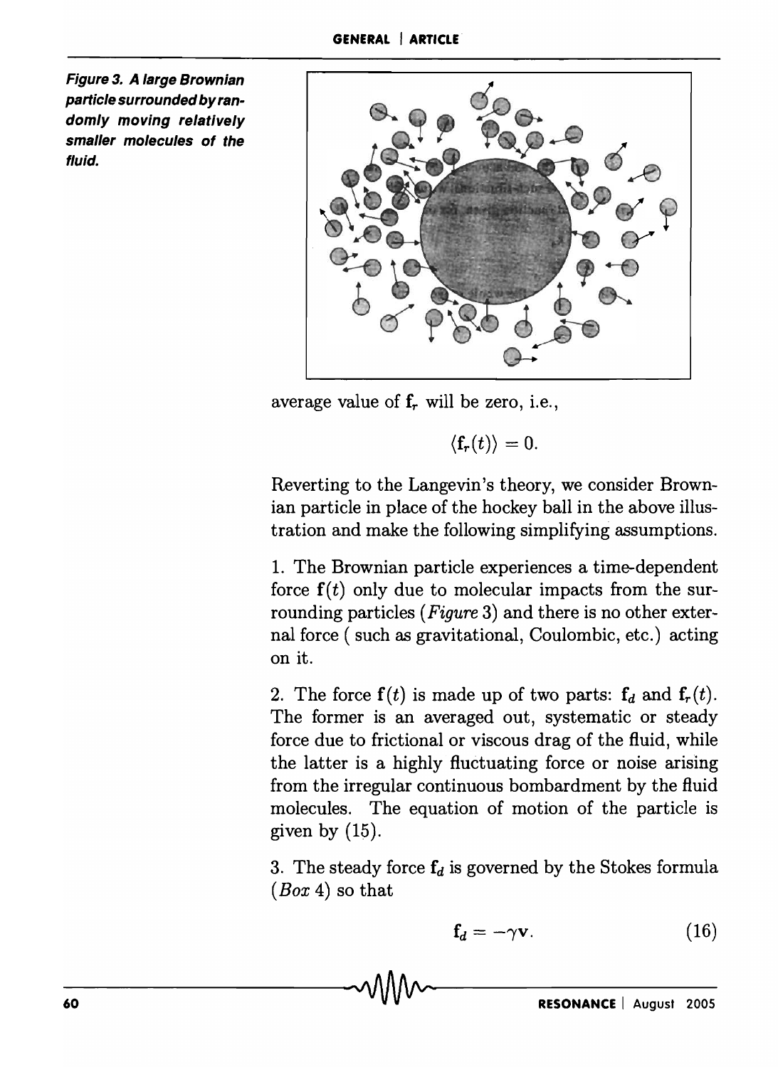Figure 3. A large Brownian particle surrounded by randomly moving relatively smaller molecules of the fluid.

average value of $\mathbf{f}_r$ will be zero, i.e.,

$$\langle \mathbf{f}_r(t) \rangle = 0.$$

Reverting to the Langevin's theory, we consider Brownian particle in place of the hockey ball in the above illustration and make the following simplifying assumptions.

1. The Brownian particle experiences a time-dependent force $\mathbf{f}(t)$ only due to molecular impacts from the surrounding particles (*Figure* 3) and there is no other external force ( such as gravitational, Coulombic, etc.) acting on it.

2. The force $\mathbf{f}(t)$ is made up of two parts: $\mathbf{f}_d$ and $\mathbf{f}_r(t)$. The former is an averaged out, systematic or steady force due to frictional or viscous drag of the fluid, while the latter is a highly fluctuating force or noise arising from the irregular continuous bombardment by the fluid molecules. The equation of motion of the particle is given by (15).

3. The steady force $\mathbf{f}_d$ is governed by the Stokes formula (*Box* 4) so that

$$\mathbf{f}_d = -\gamma \mathbf{v}. \tag{16}$$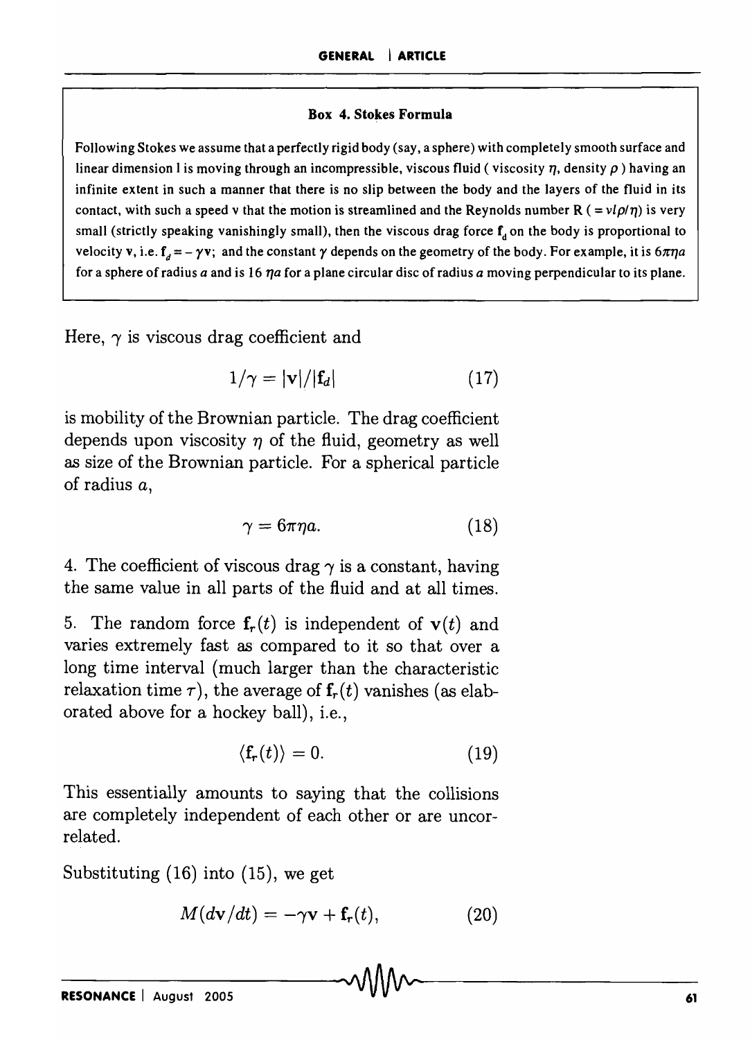**Box 4. Stokes Formula**

Following Stokes we assume that a perfectly rigid body (say, a sphere) with completely smooth surface and linear dimension $l$ is moving through an incompressible, viscous fluid ( viscosity $\eta$, density $\rho$ ) having an infinite extent in such a manner that there is no slip between the body and the layers of the fluid in its contact, with such a speed v that the motion is streamlined and the Reynolds number R ( $= vl\rho/\eta$) is very small (strictly speaking vanishingly small), then the viscous drag force $\mathbf{f}_d$ on the body is proportional to velocity **v**, i.e. $\mathbf{f}_d = -\gamma\mathbf{v}$; and the constant $\gamma$ depends on the geometry of the body. For example, it is $6\pi\eta a$ for a sphere of radius $a$ and is $16\,\eta a$ for a plane circular disc of radius $a$ moving perpendicular to its plane.

Here, $\gamma$ is viscous drag coefficient and

$$1/\gamma = |\mathbf{v}|/|\mathbf{f}_d| \tag{17}$$

is mobility of the Brownian particle. The drag coefficient depends upon viscosity $\eta$ of the fluid, geometry as well as size of the Brownian particle. For a spherical particle of radius $a$,

$$\gamma = 6\pi\eta a. \tag{18}$$

4. The coefficient of viscous drag $\gamma$ is a constant, having the same value in all parts of the fluid and at all times.

5. The random force $\mathbf{f}_r(t)$ is independent of $\mathbf{v}(t)$ and varies extremely fast as compared to it so that over a long time interval (much larger than the characteristic relaxation time $\tau$), the average of $\mathbf{f}_r(t)$ vanishes (as elaborated above for a hockey ball), i.e.,

$$\langle \mathbf{f}_r(t) \rangle = 0. \tag{19}$$

This essentially amounts to saying that the collisions are completely independent of each other or are uncorrelated.

Substituting (16) into (15), we get

$$M(d\mathbf{v}/dt) = -\gamma\mathbf{v} + \mathbf{f}_r(t), \tag{20}$$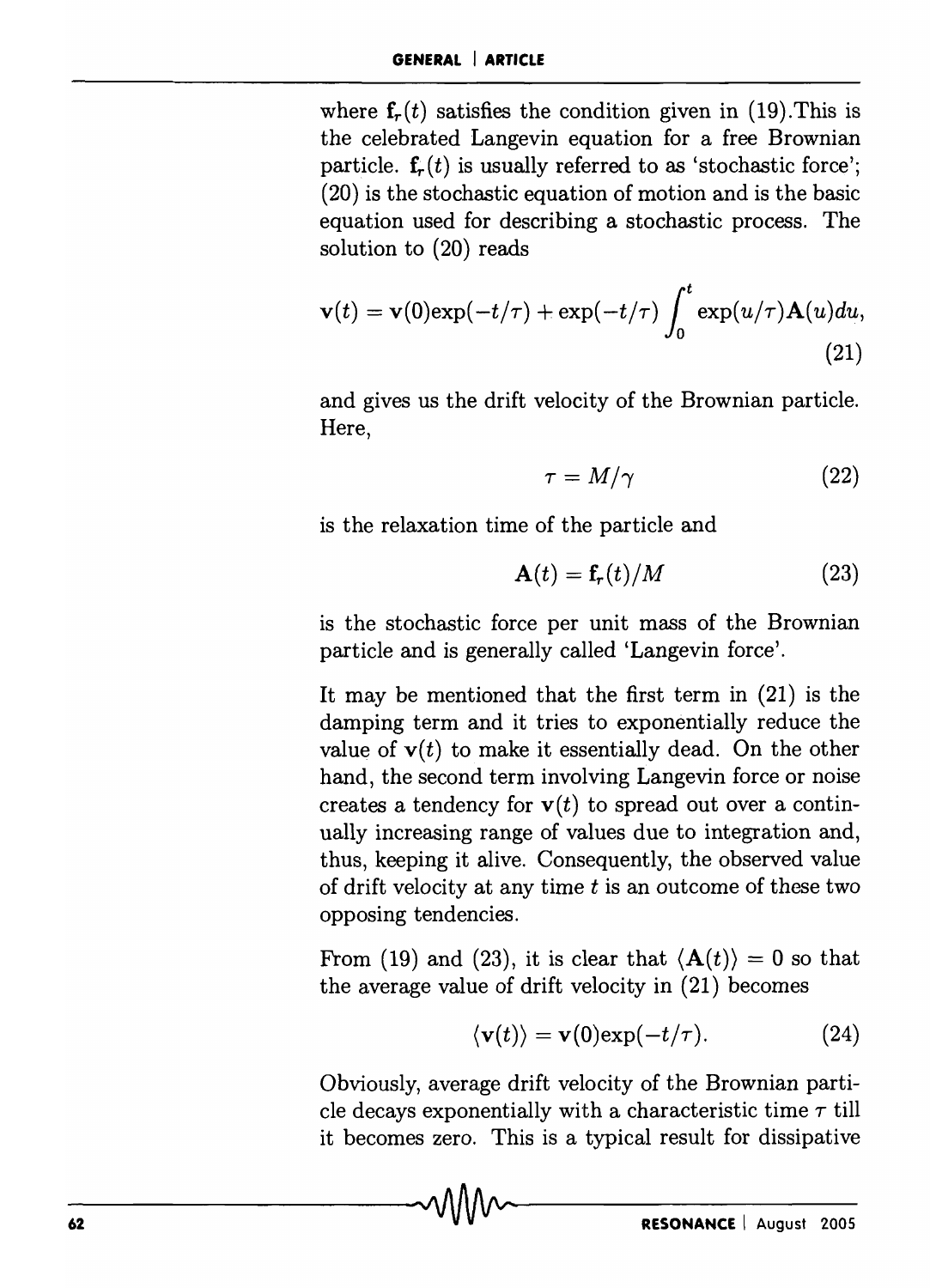where $\mathbf{f}_r(t)$ satisfies the condition given in (19). This is the celebrated Langevin equation for a free Brownian particle. $\mathbf{f}_r(t)$ is usually referred to as 'stochastic force'; (20) is the stochastic equation of motion and is the basic equation used for describing a stochastic process. The solution to (20) reads

$$\mathbf{v}(t) = \mathbf{v}(0)\exp(-t/\tau) + \exp(-t/\tau)\int_0^t \exp(u/\tau)\mathbf{A}(u)du, \tag{21}$$

and gives us the drift velocity of the Brownian particle. Here,

$$\tau = M/\gamma \tag{22}$$

is the relaxation time of the particle and

$$\mathbf{A}(t) = \mathbf{f}_r(t)/M \tag{23}$$

is the stochastic force per unit mass of the Brownian particle and is generally called 'Langevin force'.

It may be mentioned that the first term in (21) is the damping term and it tries to exponentially reduce the value of $\mathbf{v}(t)$ to make it essentially dead. On the other hand, the second term involving Langevin force or noise creates a tendency for $\mathbf{v}(t)$ to spread out over a continually increasing range of values due to integration and, thus, keeping it alive. Consequently, the observed value of drift velocity at any time $t$ is an outcome of these two opposing tendencies.

From (19) and (23), it is clear that $\langle \mathbf{A}(t) \rangle = 0$ so that the average value of drift velocity in (21) becomes

$$\langle \mathbf{v}(t) \rangle = \mathbf{v}(0)\exp(-t/\tau). \tag{24}$$

Obviously, average drift velocity of the Brownian particle decays exponentially with a characteristic time $\tau$ till it becomes zero. This is a typical result for dissipative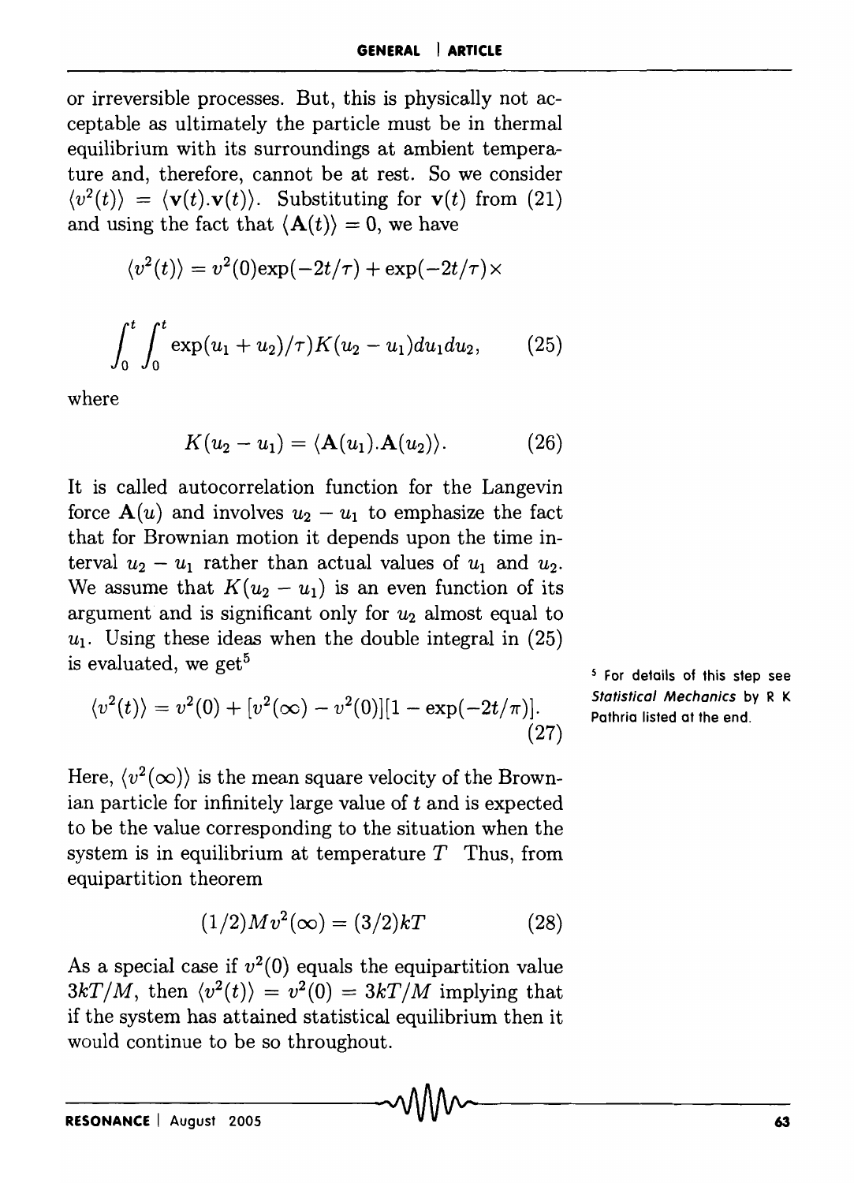or irreversible processes. But, this is physically not acceptable as ultimately the particle must be in thermal equilibrium with its surroundings at ambient temperature and, therefore, cannot be at rest. So we consider $\langle v^2(t)\rangle = \langle \mathbf{v}(t).\mathbf{v}(t)\rangle$. Substituting for $\mathbf{v}(t)$ from (21) and using the fact that $\langle \mathbf{A}(t)\rangle = 0$, we have

$$\langle v^2(t)\rangle = v^2(0)\exp(-2t/\tau) + \exp(-2t/\tau)\times$$

$$\int_0^t \int_0^t \exp(u_1 + u_2)/\tau)K(u_2 - u_1)du_1 du_2, \qquad (25)$$

where

$$K(u_2 - u_1) = \langle \mathbf{A}(u_1).\mathbf{A}(u_2)\rangle. \qquad (26)$$

It is called autocorrelation function for the Langevin force $\mathbf{A}(u)$ and involves $u_2 - u_1$ to emphasize the fact that for Brownian motion it depends upon the time interval $u_2 - u_1$ rather than actual values of $u_1$ and $u_2$. We assume that $K(u_2 - u_1)$ is an even function of its argument and is significant only for $u_2$ almost equal to $u_1$. Using these ideas when the double integral in (25) is evaluated, we get[5]

$$\langle v^2(t)\rangle = v^2(0) + [v^2(\infty) - v^2(0)][1 - \exp(-2t/\pi)]. \qquad (27)$$

[5] For details of this step see *Statistical Mechanics* by R K Pathria listed at the end.

Here, $\langle v^2(\infty)\rangle$ is the mean square velocity of the Brownian particle for infinitely large value of $t$ and is expected to be the value corresponding to the situation when the system is in equilibrium at temperature $T$ Thus, from equipartition theorem

$$(1/2)Mv^2(\infty) = (3/2)kT \qquad (28)$$

As a special case if $v^2(0)$ equals the equipartition value $3kT/M$, then $\langle v^2(t)\rangle = v^2(0) = 3kT/M$ implying that if the system has attained statistical equilibrium then it would continue to be so throughout.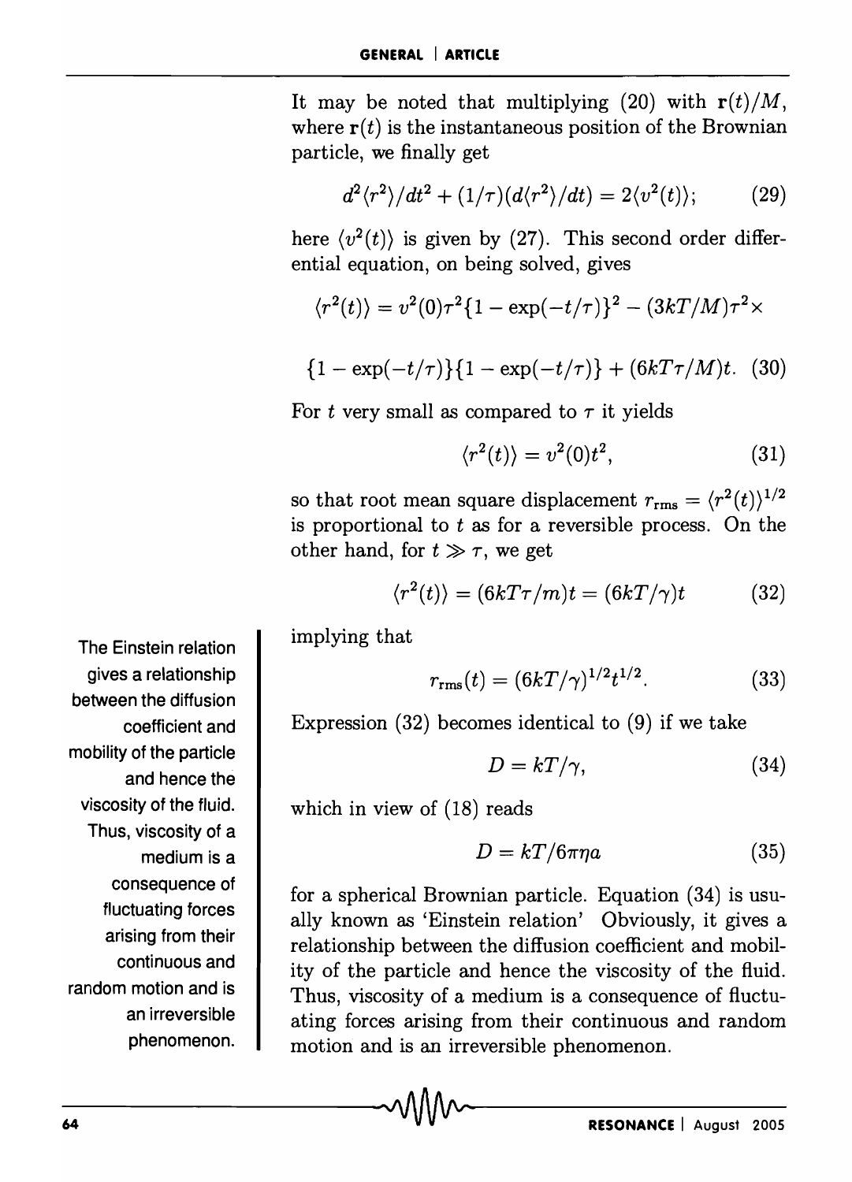It may be noted that multiplying (20) with $\mathbf{r}(t)/M$, where $\mathbf{r}(t)$ is the instantaneous position of the Brownian particle, we finally get

$$d^2\langle r^2\rangle/dt^2 + (1/\tau)(d\langle r^2\rangle/dt) = 2\langle v^2(t)\rangle; \tag{29}$$

here $\langle v^2(t)\rangle$ is given by (27). This second order differential equation, on being solved, gives

$$\langle r^2(t)\rangle = v^2(0)\tau^2\{1 - \exp(-t/\tau)\}^2 - (3kT/M)\tau^2 \times$$

$$\{1 - \exp(-t/\tau)\}\{1 - \exp(-t/\tau)\} + (6kT\tau/M)t. \tag{30}$$

For $t$ very small as compared to $\tau$ it yields

$$\langle r^2(t)\rangle = v^2(0)t^2, \tag{31}$$

so that root mean square displacement $r_{\rm rms} = \langle r^2(t)\rangle^{1/2}$ is proportional to $t$ as for a reversible process. On the other hand, for $t \gg \tau$, we get

$$\langle r^2(t)\rangle = (6kT\tau/m)t = (6kT/\gamma)t \tag{32}$$

implying that

$$r_{\rm rms}(t) = (6kT/\gamma)^{1/2}t^{1/2}. \tag{33}$$

Expression (32) becomes identical to (9) if we take

$$D = kT/\gamma, \tag{34}$$

which in view of (18) reads

$$D = kT/6\pi\eta a \tag{35}$$

for a spherical Brownian particle. Equation (34) is usually known as 'Einstein relation' Obviously, it gives a relationship between the diffusion coefficient and mobility of the particle and hence the viscosity of the fluid. Thus, viscosity of a medium is a consequence of fluctuating forces arising from their continuous and random motion and is an irreversible phenomenon.

The Einstein relation gives a relationship between the diffusion coefficient and mobility of the particle and hence the viscosity of the fluid. Thus, viscosity of a medium is a consequence of fluctuating forces arising from their continuous and random motion and is an irreversible phenomenon.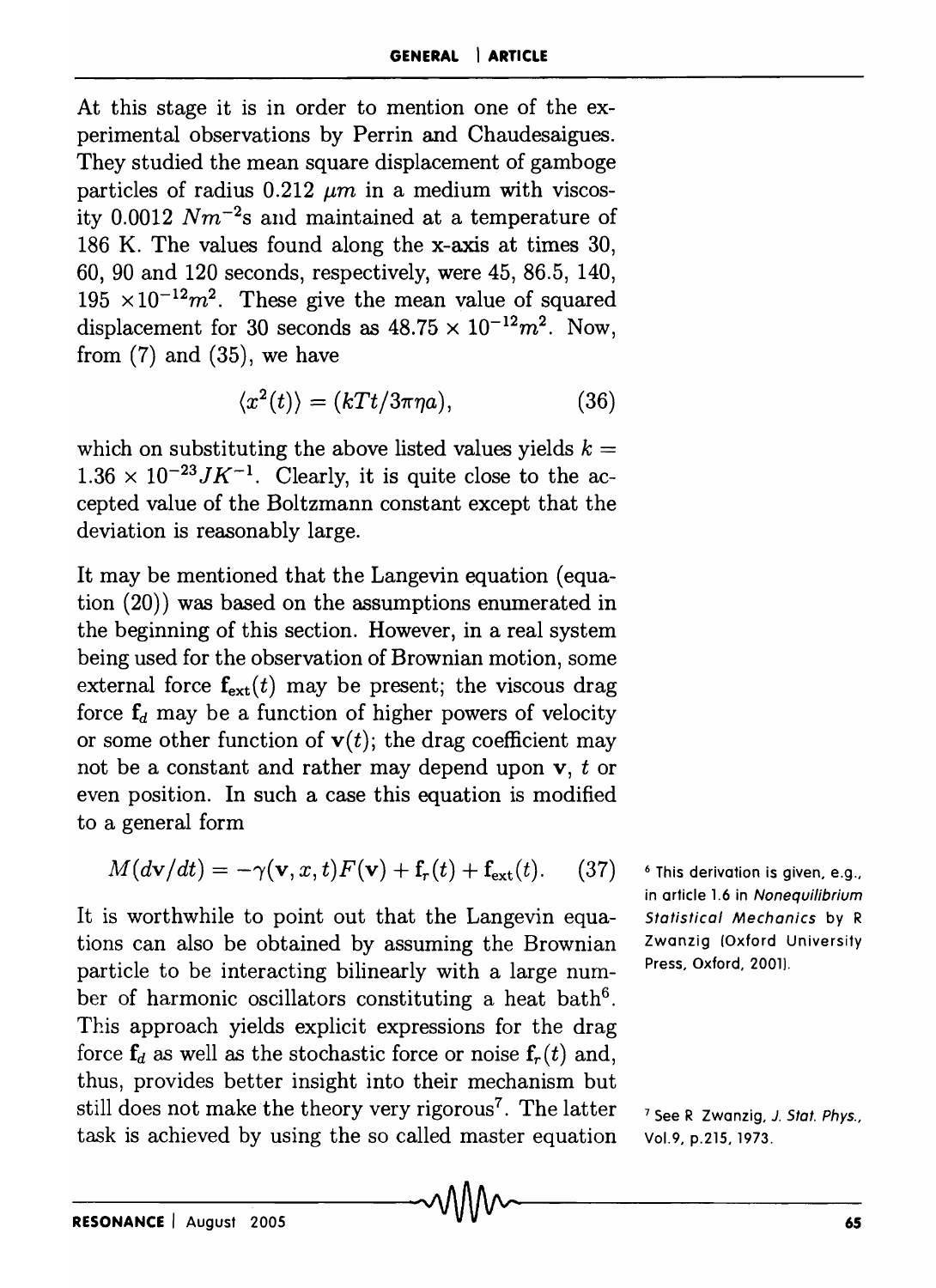At this stage it is in order to mention one of the experimental observations by Perrin and Chaudesaigues. They studied the mean square displacement of gamboge particles of radius 0.212 $\mu m$ in a medium with viscosity 0.0012 $Nm^{-2}$s and maintained at a temperature of 186 K. The values found along the x-axis at times 30, 60, 90 and 120 seconds, respectively, were 45, 86.5, 140, 195 $\times 10^{-12} m^2$. These give the mean value of squared displacement for 30 seconds as $48.75 \times 10^{-12} m^2$. Now, from (7) and (35), we have

$$\langle x^2(t) \rangle = (kTt/3\pi\eta a), \tag{36}$$

which on substituting the above listed values yields $k = 1.36 \times 10^{-23} JK^{-1}$. Clearly, it is quite close to the accepted value of the Boltzmann constant except that the deviation is reasonably large.

It may be mentioned that the Langevin equation (equation (20)) was based on the assumptions enumerated in the beginning of this section. However, in a real system being used for the observation of Brownian motion, some external force $\mathbf{f}_{\text{ext}}(t)$ may be present; the viscous drag force $\mathbf{f}_d$ may be a function of higher powers of velocity or some other function of $\mathbf{v}(t)$; the drag coefficient may not be a constant and rather may depend upon $\mathbf{v}$, $t$ or even position. In such a case this equation is modified to a general form

$$M(d\mathbf{v}/dt) = -\gamma(\mathbf{v}, x, t)F(\mathbf{v}) + \mathbf{f}_r(t) + \mathbf{f}_{\text{ext}}(t). \tag{37}$$

It is worthwhile to point out that the Langevin equations can also be obtained by assuming the Brownian particle to be interacting bilinearly with a large number of harmonic oscillators constituting a heat bath[6]. This approach yields explicit expressions for the drag force $\mathbf{f}_d$ as well as the stochastic force or noise $\mathbf{f}_r(t)$ and, thus, provides better insight into their mechanism but still does not make the theory very rigorous[7]. The latter task is achieved by using the so called master equation

[6] This derivation is given, e.g., in article 1.6 in *Nonequilibrium Statistical Mechanics* by R Zwanzig (Oxford University Press, Oxford, 2001).

[7] See R Zwanzig, *J. Stat. Phys.*, Vol.9, p.215, 1973.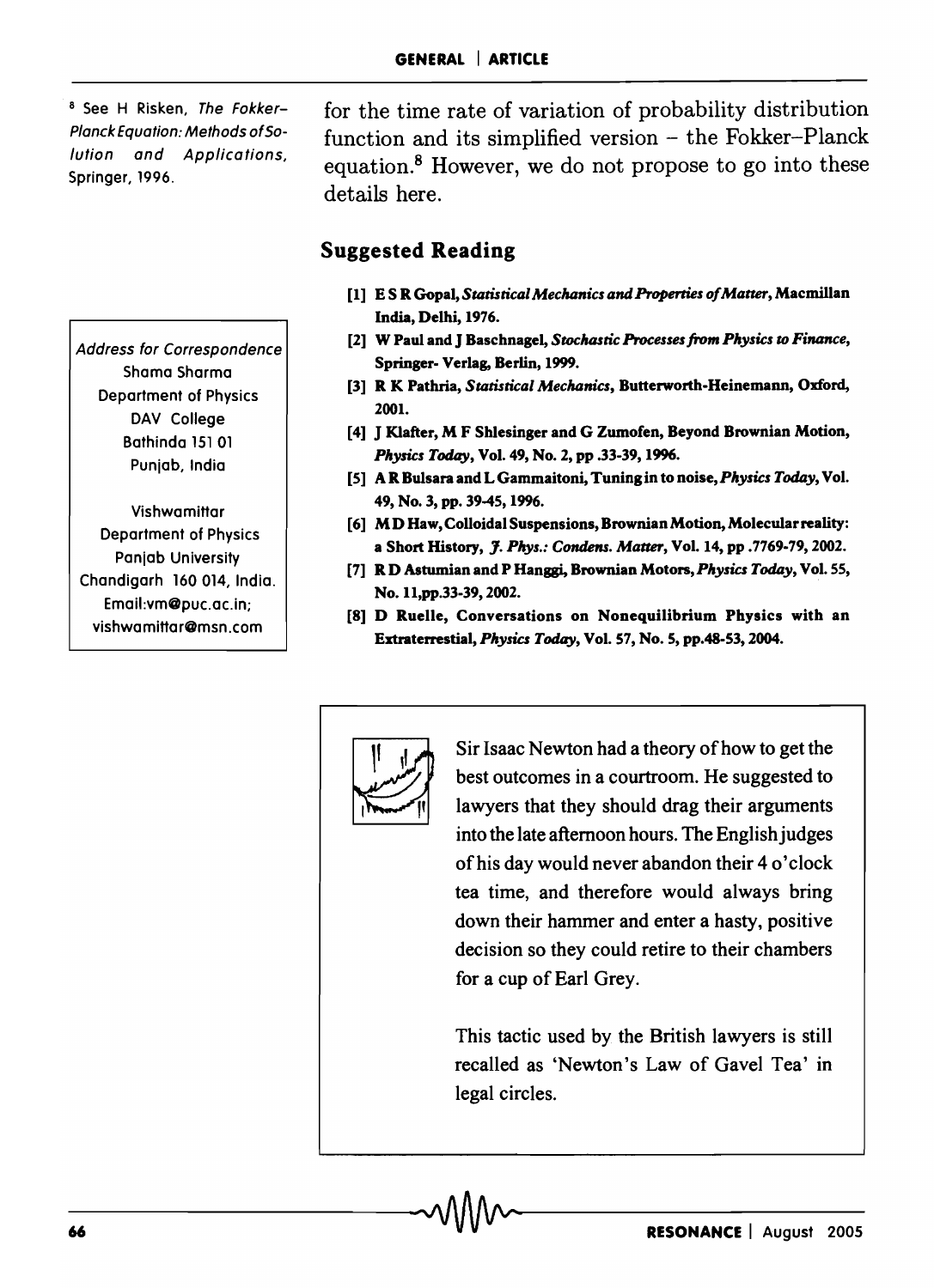for the time rate of variation of probability distribution function and its simplified version – the Fokker–Planck equation.[8] However, we do not propose to go into these details here.

[8] See H Risken, *The Fokker-Planck Equation: Methods of Solution and Applications*, Springer, 1996.

## Suggested Reading

[1] E S R Gopal, *Statistical Mechanics and Properties of Matter*, Macmillan India, Delhi, 1976.

[2] W Paul and J Baschnagel, *Stochastic Processes from Physics to Finance*, Springer- Verlag, Berlin, 1999.

[3] R K Pathria, *Statistical Mechanics*, Butterworth-Heinemann, Oxford, 2001.

[4] J Klafter, M F Shlesinger and G Zumofen, Beyond Brownian Motion, *Physics Today*, Vol. 49, No. 2, pp .33-39, 1996.

[5] A R Bulsara and L Gammaitoni, Tuning in to noise, *Physics Today*, Vol. 49, No. 3, pp. 39-45, 1996.

[6] M D Haw, Colloidal Suspensions, Brownian Motion, Molecular reality: a Short History, *J. Phys.: Condens. Matter*, Vol. 14, pp .7769-79, 2002.

[7] R D Astumian and P Hanggi, Brownian Motors, *Physics Today*, Vol. 55, No. 11,pp.33-39, 2002.

[8] D Ruelle, Conversations on Nonequilibrium Physics with an Extraterrestial, *Physics Today*, Vol. 57, No. 5, pp.48-53, 2004.

*Address for Correspondence*
Shama Sharma
Department of Physics
DAV College
Bathinda 151 01
Punjab, India

Vishwamittar
Department of Physics
Panjab University
Chandigarh 160 014, India.
Email:vm@puc.ac.in;
vishwamittar@msn.com

Sir Isaac Newton had a theory of how to get the best outcomes in a courtroom. He suggested to lawyers that they should drag their arguments into the late afternoon hours. The English judges of his day would never abandon their 4 o'clock tea time, and therefore would always bring down their hammer and enter a hasty, positive decision so they could retire to their chambers for a cup of Earl Grey.

This tactic used by the British lawyers is still recalled as 'Newton's Law of Gavel Tea' in legal circles.